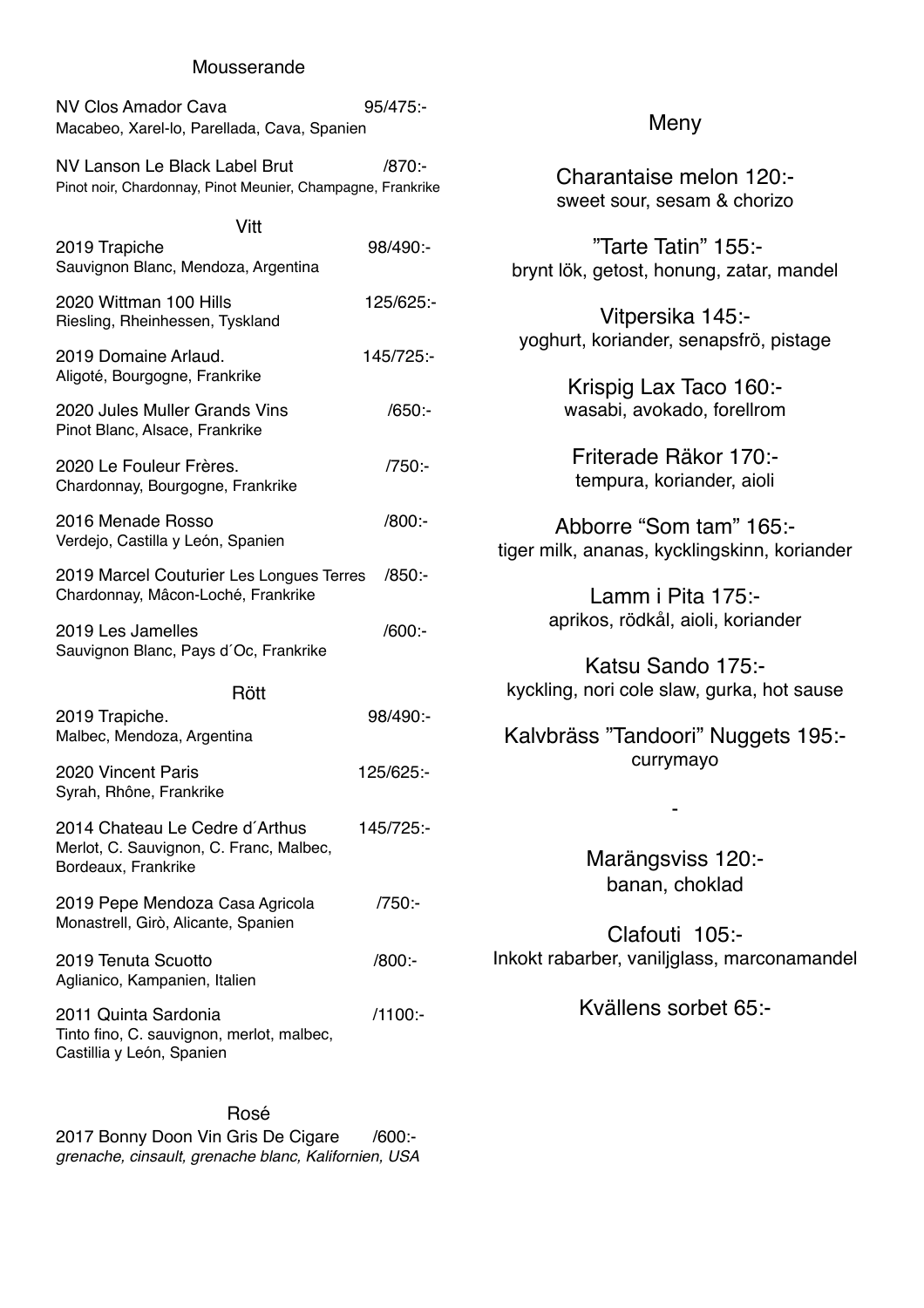## Mousserande

NV Clos Amador Cava 95/475:-
Macabeo, Xarel-lo, Parellada, Cava, Spanien

NV Lanson Le Black Label Brut /870:-
Pinot noir, Chardonnay, Pinot Meunier, Champagne, Frankrike

## Vitt

2019 Trapiche 98/490:-
Sauvignon Blanc, Mendoza, Argentina

2020 Wittman 100 Hills 125/625:-
Riesling, Rheinhessen, Tyskland

2019 Domaine Arlaud. 145/725:-
Aligoté, Bourgogne, Frankrike

2020 Jules Muller Grands Vins /650:-
Pinot Blanc, Alsace, Frankrike

2020 Le Fouleur Frères. /750:-
Chardonnay, Bourgogne, Frankrike

2016 Menade Rosso /800:-
Verdejo, Castilla y León, Spanien

2019 Marcel Couturier Les Longues Terres /850:-
Chardonnay, Mâcon-Loché, Frankrike

2019 Les Jamelles /600:-
Sauvignon Blanc, Pays d´Oc, Frankrike

## Rött

2019 Trapiche. 98/490:-
Malbec, Mendoza, Argentina

2020 Vincent Paris 125/625:-
Syrah, Rhône, Frankrike

2014 Chateau Le Cedre d´Arthus 145/725:-
Merlot, C. Sauvignon, C. Franc, Malbec, Bordeaux, Frankrike

2019 Pepe Mendoza Casa Agricola /750:-
Monastrell, Girò, Alicante, Spanien

2019 Tenuta Scuotto /800:-
Aglianico, Kampanien, Italien

2011 Quinta Sardonia /1100:-
Tinto fino, C. sauvignon, merlot, malbec, Castillia y León, Spanien

## Rosé

2017 Bonny Doon Vin Gris De Cigare /600:-
*grenache, cinsault, grenache blanc, Kalifornien, USA*

## Meny

Charantaise melon 120:-
sweet sour, sesam & chorizo

”Tarte Tatin” 155:-
brynt lök, getost, honung, zatar, mandel

Vitpersika 145:-
yoghurt, koriander, senapsfrö, pistage

Krispig Lax Taco 160:-
wasabi, avokado, forellrom

Friterade Räkor 170:-
tempura, koriander, aioli

Abborre “Som tam” 165:-
tiger milk, ananas, kycklingskinn, koriander

Lamm i Pita 175:-
aprikos, rödkål, aioli, koriander

Katsu Sando 175:-
kyckling, nori cole slaw, gurka, hot sause

Kalvbräss ”Tandoori” Nuggets 195:-
currymayo

-

Marängsviss 120:-
banan, choklad

Clafouti 105:-
Inkokt rabarber, vaniljglass, marconamandel

Kvällens sorbet 65:-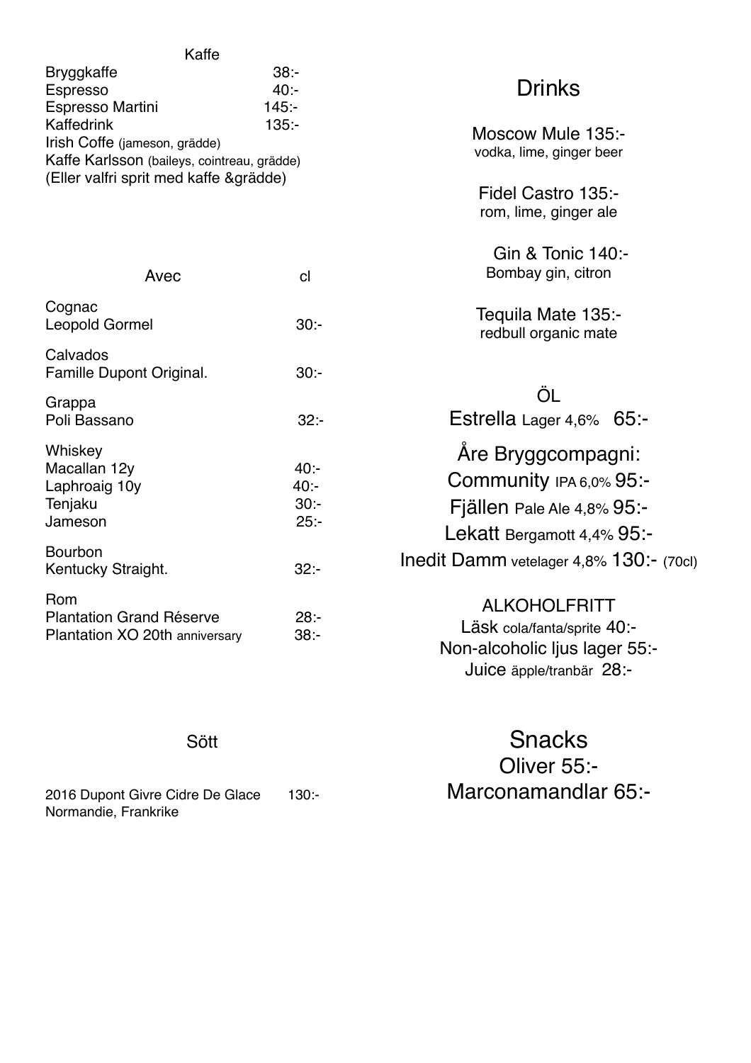## Kaffe

| | |
|---|---|
| Bryggkaffe | 38:- |
| Espresso | 40:- |
| Espresso Martini | 145:- |
| Kaffedrink | 135:- |

Irish Coffe (jameson, grädde)
Kaffe Karlsson (baileys, cointreau, grädde)
(Eller valfri sprit med kaffe &grädde)

## Avec

| | cl |
|---|---|
| **Cognac** | |
| Leopold Gormel | 30:- |
| **Calvados** | |
| Famille Dupont Original. | 30:- |
| **Grappa** | |
| Poli Bassano | 32:- |
| **Whiskey** | |
| Macallan 12y | 40:- |
| Laphroaig 10y | 40:- |
| Tenjaku | 30:- |
| Jameson | 25:- |
| **Bourbon** | |
| Kentucky Straight. | 32:- |
| **Rom** | |
| Plantation Grand Réserve | 28:- |
| Plantation XO 20th anniversary | 38:- |

## Sött

2016 Dupont Givre Cidre De Glace 130:-
Normandie, Frankrike

# Drinks

Moscow Mule 135:-
vodka, lime, ginger beer

Fidel Castro 135:-
rom, lime, ginger ale

Gin & Tonic 140:-
Bombay gin, citron

Tequila Mate 135:-
redbull organic mate

## ÖL

Estrella Lager 4,6% 65:-

Åre Bryggcompagni:

Community IPA 6,0% 95:-

Fjällen Pale Ale 4,8% 95:-

Lekatt Bergamott 4,4% 95:-

Inedit Damm vetelager 4,8% 130:- (70cl)

## ALKOHOLFRITT

Läsk cola/fanta/sprite 40:-

Non-alcoholic ljus lager 55:-

Juice äpple/tranbär 28:-

# Snacks

Oliver 55:-

Marconamandlar 65:-